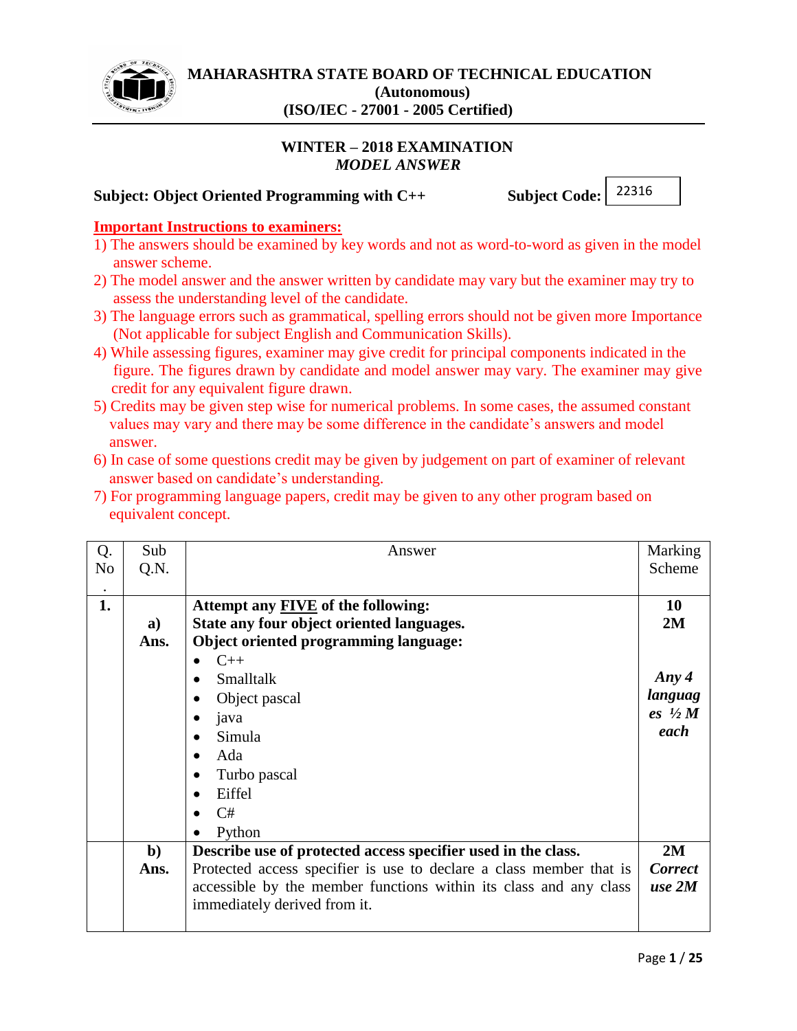# MAHARASHTRA STATE BOARD OF TECHNICAL EDUCATION

**(Autonomous)**

**(ISO/IEC - 27001 - 2005 Certified)**

## WINTER – 2018 EXAMINATION

***MODEL ANSWER***

**Subject: Object Oriented Programming with C++** **Subject Code:** 22316

**Important Instructions to examiners:**

1) The answers should be examined by key words and not as word-to-word as given in the model answer scheme.
2) The model answer and the answer written by candidate may vary but the examiner may try to assess the understanding level of the candidate.
3) The language errors such as grammatical, spelling errors should not be given more Importance (Not applicable for subject English and Communication Skills).
4) While assessing figures, examiner may give credit for principal components indicated in the figure. The figures drawn by candidate and model answer may vary. The examiner may give credit for any equivalent figure drawn.
5) Credits may be given step wise for numerical problems. In some cases, the assumed constant values may vary and there may be some difference in the candidate's answers and model answer.
6) In case of some questions credit may be given by judgement on part of examiner of relevant answer based on candidate's understanding.
7) For programming language papers, credit may be given to any other program based on equivalent concept.

| Q. No. | Sub Q.N. | Answer | Marking Scheme |
|---|---|---|---|
| **1.** | | **Attempt any FIVE of the following:** | **10** |
| | **a)** | **State any four object oriented languages.** | **2M** |
| | **Ans.** | **Object oriented programming language:**<br>• C++<br>• Smalltalk<br>• Object pascal<br>• java<br>• Simula<br>• Ada<br>• Turbo pascal<br>• Eiffel<br>• C#<br>• Python | ***Any 4 languages ½ M each*** |
| | **b)** | **Describe use of protected access specifier used in the class.** | **2M** |
| | **Ans.** | Protected access specifier is use to declare a class member that is accessible by the member functions within its class and any class immediately derived from it. | ***Correct use 2M*** |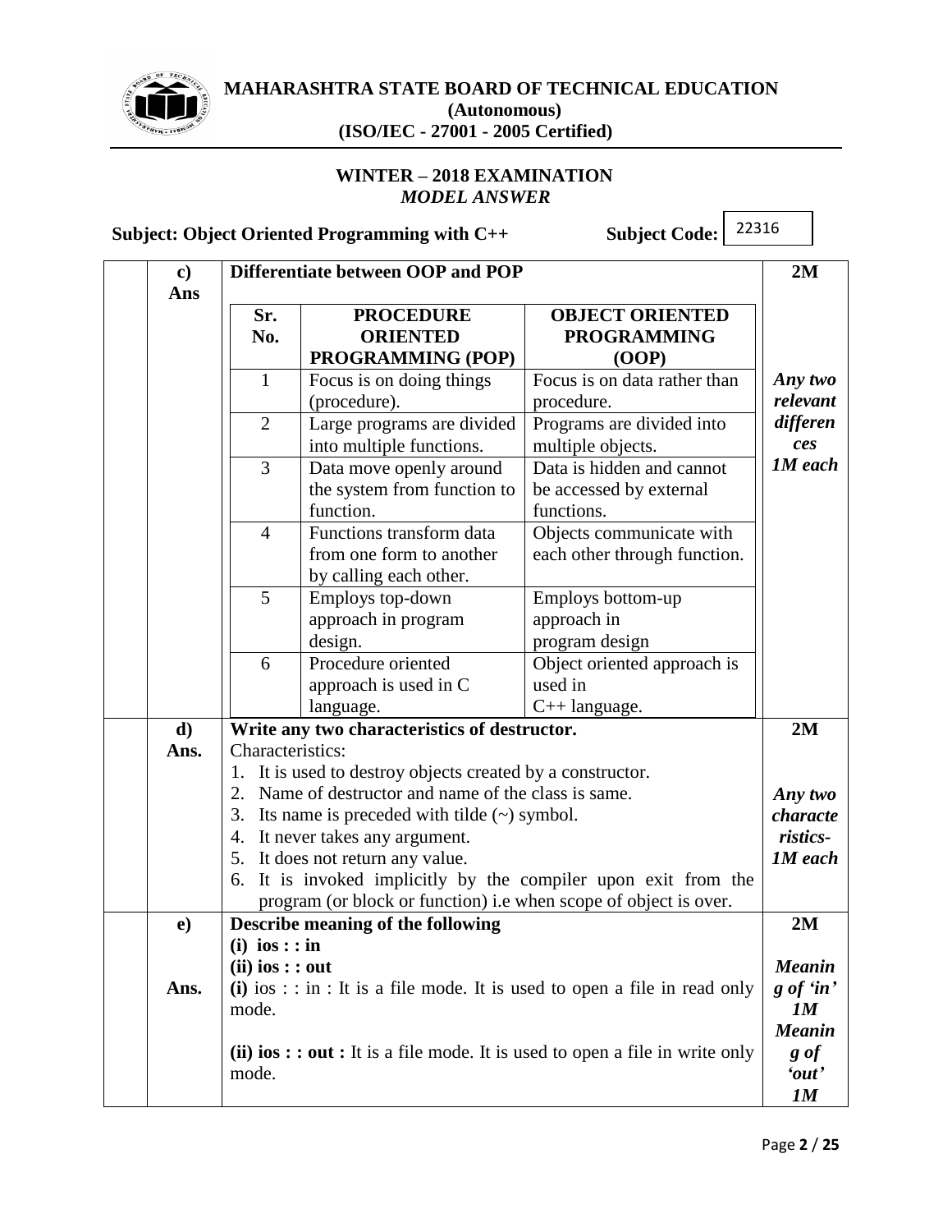# MAHARASHTRA STATE BOARD OF TECHNICAL EDUCATION
**(Autonomous)**
**(ISO/IEC - 27001 - 2005 Certified)**

**WINTER – 2018 EXAMINATION**
***MODEL ANSWER***

**Subject: Object Oriented Programming with C++** **Subject Code:** 22316

**c) Differentiate between OOP and POP** **2M**

**Ans**

| Sr. No. | PROCEDURE ORIENTED PROGRAMMING (POP) | OBJECT ORIENTED PROGRAMMING (OOP) |
|---|---|---|
| 1 | Focus is on doing things (procedure). | Focus is on data rather than procedure. |
| 2 | Large programs are divided into multiple functions. | Programs are divided into multiple objects. |
| 3 | Data move openly around the system from function to function. | Data is hidden and cannot be accessed by external functions. |
| 4 | Functions transform data from one form to another by calling each other. | Objects communicate with each other through function. |
| 5 | Employs top-down approach in program design. | Employs bottom-up approach in program design |
| 6 | Procedure oriented approach is used in C language. | Object oriented approach is used in C++ language. |

*Any two relevant differences 1M each*

**d) Write any two characteristics of destructor.** **2M**

**Ans.** Characteristics:

1. It is used to destroy objects created by a constructor.
2. Name of destructor and name of the class is same.
3. Its name is preceded with tilde (~) symbol.
4. It never takes any argument.
5. It does not return any value.
6. It is invoked implicitly by the compiler upon exit from the program (or block or function) i.e when scope of object is over.

*Any two characteristics- 1M each*

**e) Describe meaning of the following** **2M**

**(i) ios : : in**

**(ii) ios : : out**

**Ans.** **(i)** ios : : in : It is a file mode. It is used to open a file in read only mode.

**(ii) ios : : out :** It is a file mode. It is used to open a file in write only mode.

*Meaning of 'in' 1M*
*Meaning of 'out' 1M*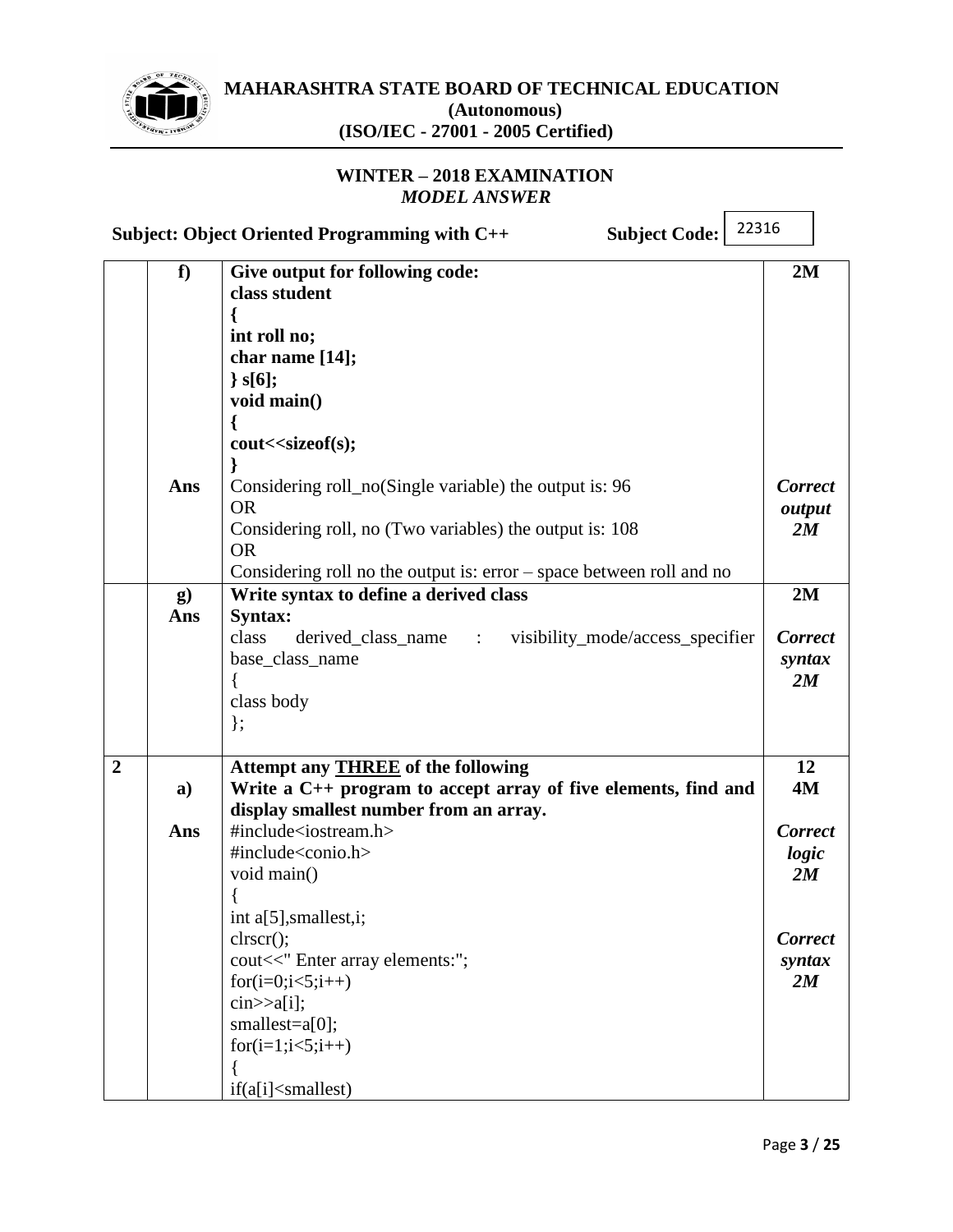**Subject: Object Oriented Programming with C++ Subject Code: 22316**

| | | | |
|---|---|---|---|
| | **f)** | **Give output for following code:**<br>**class student**<br>**{**<br>**int roll no;**<br>**char name [14];**<br>**} s[6];**<br>**void main()**<br>**{**<br>**cout<<sizeof(s);**<br>**}** | **2M** |
| | **Ans** | Considering roll_no(Single variable) the output is: 96<br>OR<br>Considering roll, no (Two variables) the output is: 108<br>OR<br>Considering roll no the output is: error – space between roll and no | ***Correct output 2M*** |
| | **g)** | **Write syntax to define a derived class** | **2M** |
| | **Ans** | **Syntax:**<br>class derived_class_name : visibility_mode/access_specifier base_class_name<br>{<br>class body<br>}; | ***Correct syntax 2M*** |
| **2** | | **Attempt any THREE of the following** | **12** |
| | **a)** | **Write a C++ program to accept array of five elements, find and display smallest number from an array.** | **4M** |
| | **Ans** | #include<iostream.h><br>#include<conio.h><br>void main()<br>{<br>int a[5],smallest,i;<br>clrscr();<br>cout<<" Enter array elements:";<br>for(i=0;i<5;i++)<br>cin>>a[i];<br>smallest=a[0];<br>for(i=1;i<5;i++)<br>{<br>if(a[i]<smallest) | ***Correct logic 2M***<br><br>***Correct syntax 2M*** |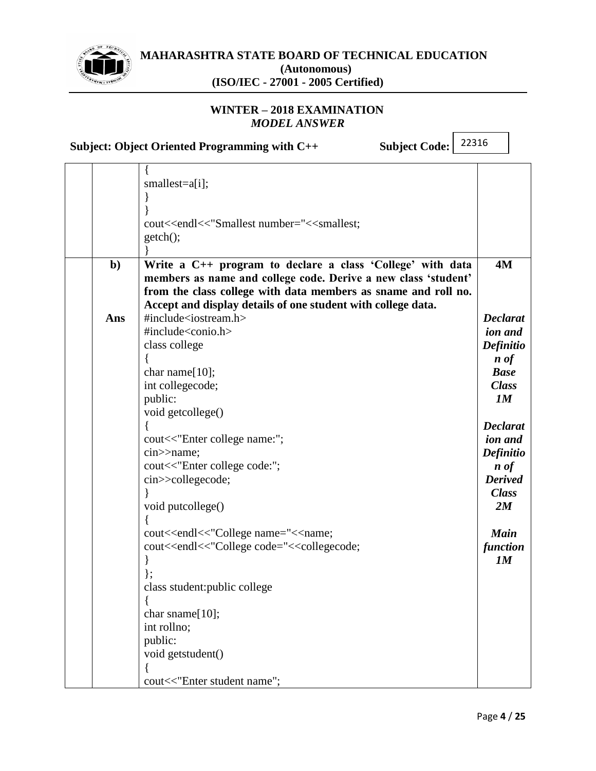```
{
smallest=a[i];
}
}
cout<<endl<<"Smallest number="<<smallest;
getch();
}
```

**b) Write a C++ program to declare a class 'College' with data members as name and college code. Derive a new class 'student' from the class college with data members as sname and roll no. Accept and display details of one student with college data.** **4M**

**Ans**

*Declaration and Definition of Base Class 1M*

*Declaration and Definition of Derived Class 2M*

*Main function 1M*

```
#include<iostream.h>
#include<conio.h>
class college
{
char name[10];
int collegecode;
public:
void getcollege()
{
cout<<"Enter college name:";
cin>>name;
cout<<"Enter college code:";
cin>>collegecode;
}
void putcollege()
{
cout<<endl<<"College name="<<name;
cout<<endl<<"College code="<<collegecode;
}
};
class student:public college
{
char sname[10];
int rollno;
public:
void getstudent()
{
cout<<"Enter student name";
```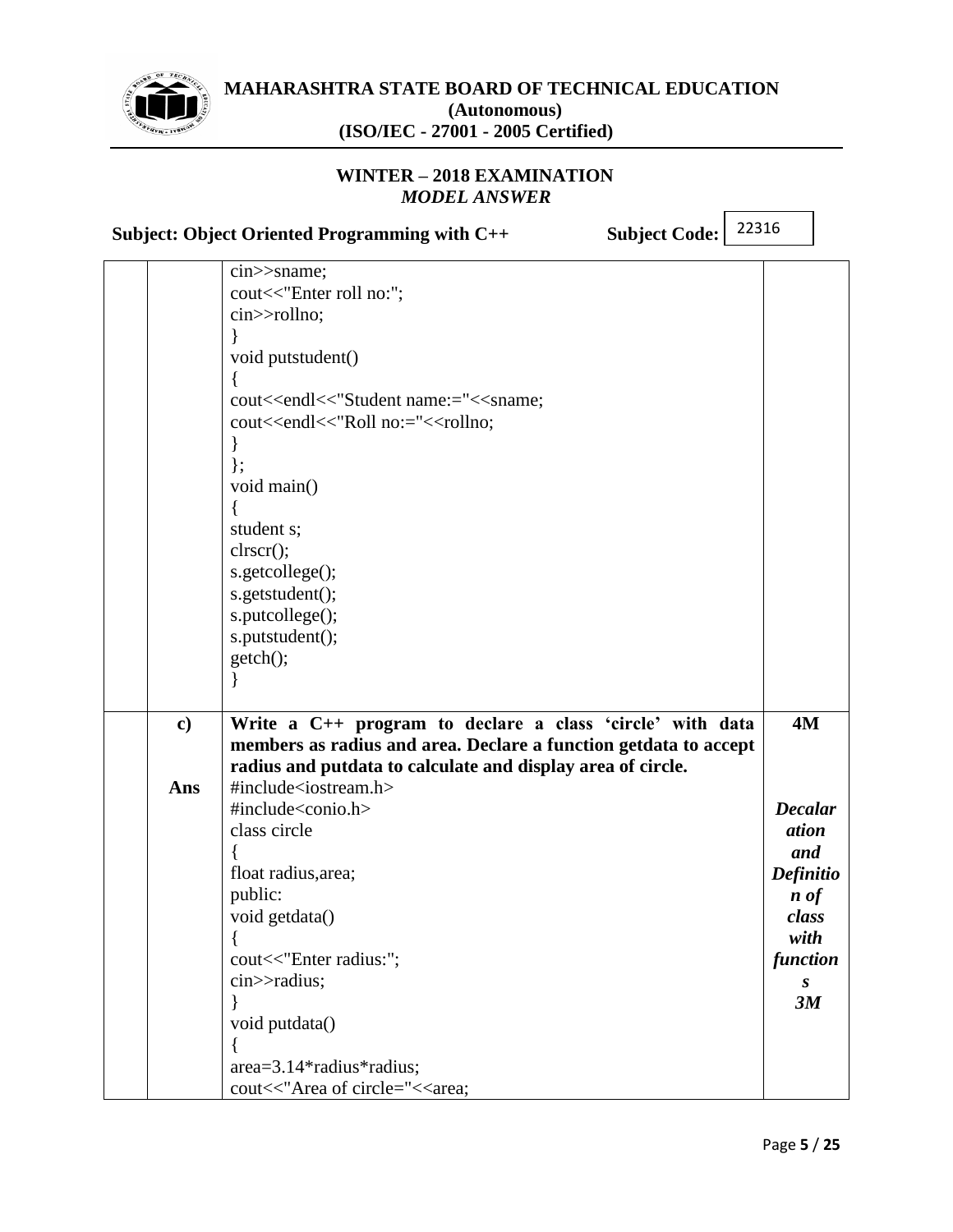```
cin>>sname;
cout<<"Enter roll no:";
cin>>rollno;
}
void putstudent()
{
cout<<endl<<"Student name:="<<sname;
cout<<endl<<"Roll no:="<<rollno;
}
};
void main()
{
student s;
clrscr();
s.getcollege();
s.getstudent();
s.putcollege();
s.putstudent();
getch();
}
```

**c) Write a C++ program to declare a class 'circle' with data members as radius and area. Declare a function getdata to accept radius and putdata to calculate and display area of circle.** **4M**

**Ans**

*Decalaration and Definition of class with functions 3M*

```
#include<iostream.h>
#include<conio.h>
class circle
{
float radius,area;
public:
void getdata()
{
cout<<"Enter radius:";
cin>>radius;
}
void putdata()
{
area=3.14*radius*radius;
cout<<"Area of circle="<<area;
```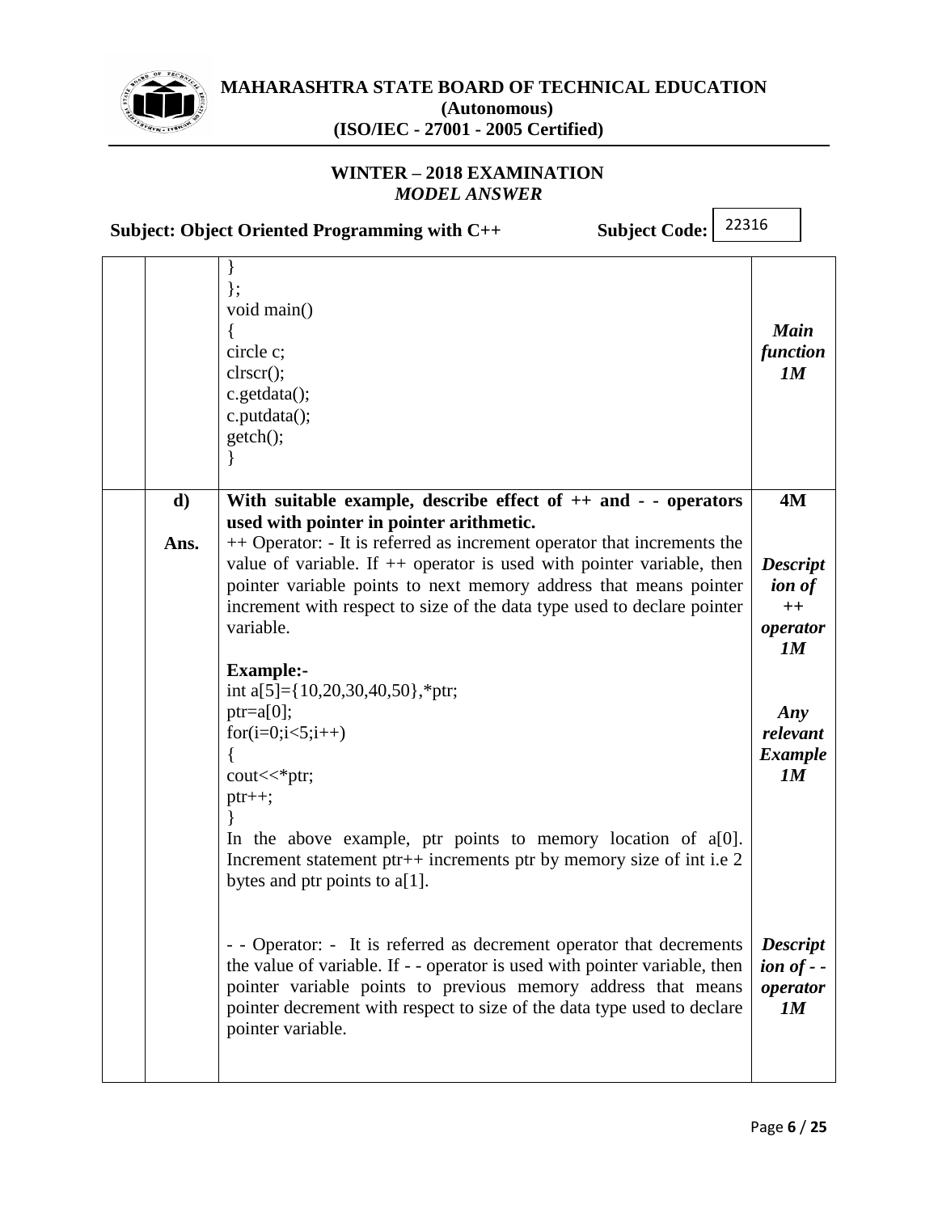```
}
};
void main()
{
circle c;
clrscr();
c.getdata();
c.putdata();
getch();
}
```

*Main function 1M*

**d) With suitable example, describe effect of ++ and - - operators used with pointer in pointer arithmetic.** **4M**

**Ans.**

++ Operator: - It is referred as increment operator that increments the value of variable. If ++ operator is used with pointer variable, then pointer variable points to next memory address that means pointer increment with respect to size of the data type used to declare pointer variable.

*Description of ++ operator 1M*

**Example:-**

```
int a[5]={10,20,30,40,50},*ptr;
ptr=a[0];
for(i=0;i<5;i++)
{
cout<<*ptr;
ptr++;
}
```

*Any relevant Example 1M*

In the above example, ptr points to memory location of a[0]. Increment statement ptr++ increments ptr by memory size of int i.e 2 bytes and ptr points to a[1].

- - Operator: - It is referred as decrement operator that decrements the value of variable. If - - operator is used with pointer variable, then pointer variable points to previous memory address that means pointer decrement with respect to size of the data type used to declare pointer variable.

*Description of - - operator 1M*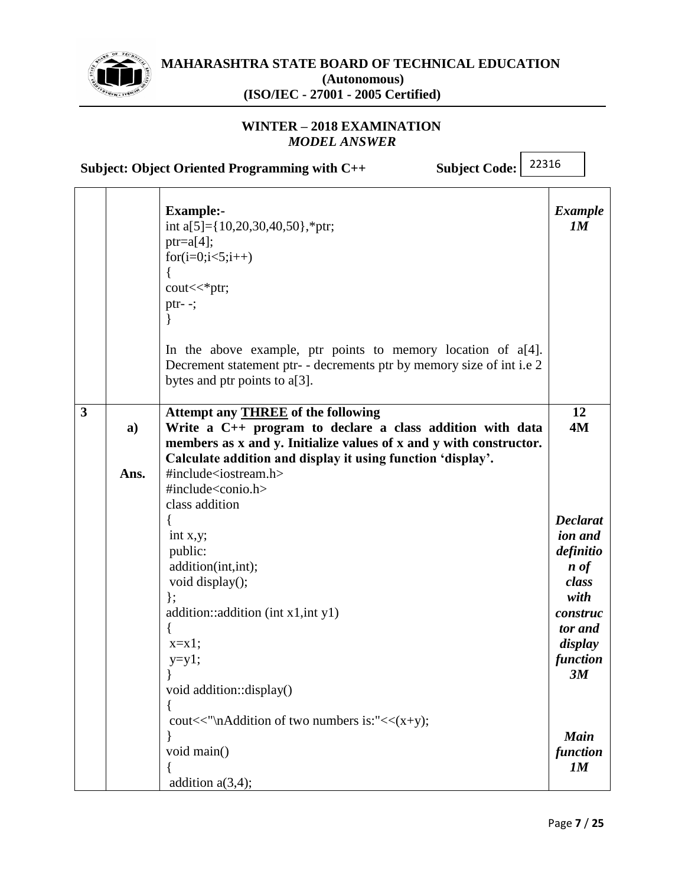| | | | |
|---|---|---|---|
| | | **Example:-**<br>int a[5]={10,20,30,40,50},*ptr;<br>ptr=a[4];<br>for(i=0;i<5;i++)<br>{<br>cout<<*ptr;<br>ptr- -;<br>}<br><br>In the above example, ptr points to memory location of a[4]. Decrement statement ptr- - decrements ptr by memory size of int i.e 2 bytes and ptr points to a[3]. | ***Example 1M*** |
| **3** | | **Attempt any THREE of the following** | **12** |
| | **a)** | **Write a C++ program to declare a class addition with data members as x and y. Initialize values of x and y with constructor. Calculate addition and display it using function 'display'.** | **4M** |
| | **Ans.** | #include<iostream.h><br>#include<conio.h><br>class addition<br>{<br> int x,y;<br> public:<br> addition(int,int);<br> void display();<br> };<br>addition::addition (int x1,int y1)<br>{<br> x=x1;<br> y=y1;<br>}<br>void addition::display()<br>{<br> cout<<"\nAddition of two numbers is:"<<(x+y);<br>}<br>void main()<br>{<br> addition a(3,4); | ***Declaration and definition of class with constructor and display function 3M***<br><br>***Main function 1M*** |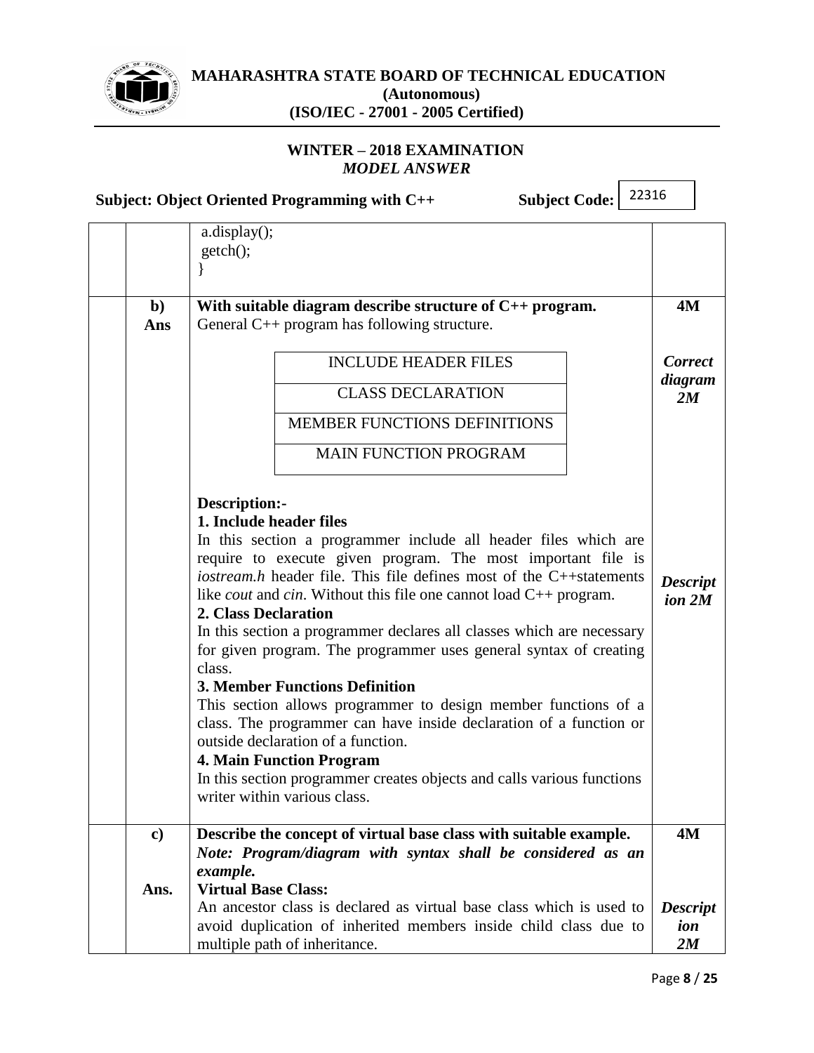```
a.display();
getch();
}
```

| | | | |
|---|---|---|---|
| | **b)** **Ans** | **With suitable diagram describe structure of C++ program.** General C++ program has following structure. | **4M** |
| | | INCLUDE HEADER FILES / CLASS DECLARATION / MEMBER FUNCTIONS DEFINITIONS / MAIN FUNCTION PROGRAM | ***Correct diagram 2M*** |
| | | **Description:-** **1. Include header files** In this section a programmer include all header files which are require to execute given program. The most important file is *iostream.h* header file. This file defines most of the C++statements like *cout* and *cin*. Without this file one cannot load C++ program. **2. Class Declaration** In this section a programmer declares all classes which are necessary for given program. The programmer uses general syntax of creating class. **3. Member Functions Definition** This section allows programmer to design member functions of a class. The programmer can have inside declaration of a function or outside declaration of a function. **4. Main Function Program** In this section programmer creates objects and calls various functions writer within various class. | ***Description 2M*** |
| | **c)** **Ans.** | **Describe the concept of virtual base class with suitable example.** ***Note: Program/diagram with syntax shall be considered as an example.*** **Virtual Base Class:** An ancestor class is declared as virtual base class which is used to avoid duplication of inherited members inside child class due to multiple path of inheritance. | **4M** ***Description 2M*** |

Diagram (structure of C++ program):

| |
|---|
| INCLUDE HEADER FILES |
| CLASS DECLARATION |
| MEMBER FUNCTIONS DEFINITIONS |
| MAIN FUNCTION PROGRAM |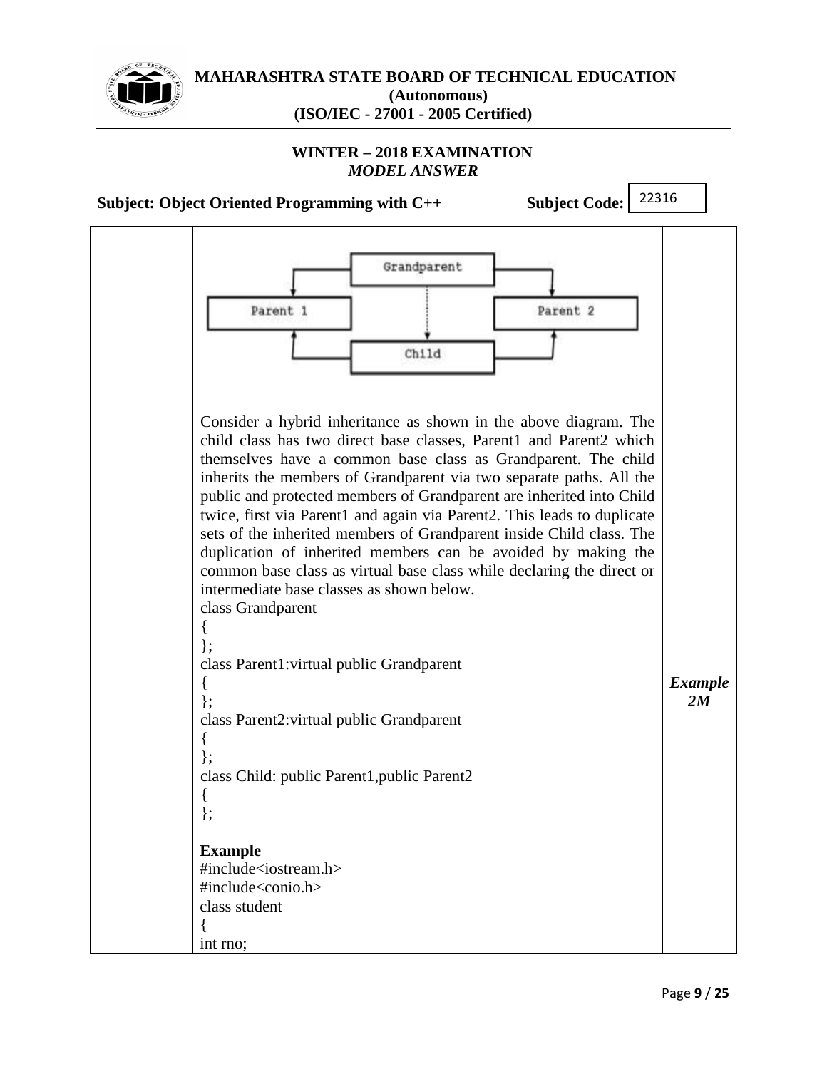Grandparent

Parent 1 | Parent 2

Child

Consider a hybrid inheritance as shown in the above diagram. The child class has two direct base classes, Parent1 and Parent2 which themselves have a common base class as Grandparent. The child inherits the members of Grandparent via two separate paths. All the public and protected members of Grandparent are inherited into Child twice, first via Parent1 and again via Parent2. This leads to duplicate sets of the inherited members of Grandparent inside Child class. The duplication of inherited members can be avoided by making the common base class as virtual base class while declaring the direct or intermediate base classes as shown below.

```
class Grandparent
{
};
class Parent1:virtual public Grandparent
{
};
class Parent2:virtual public Grandparent
{
};
class Child: public Parent1,public Parent2
{
};
```

***Example 2M***

**Example**

```
#include<iostream.h>
#include<conio.h>
class student
{
int rno;
```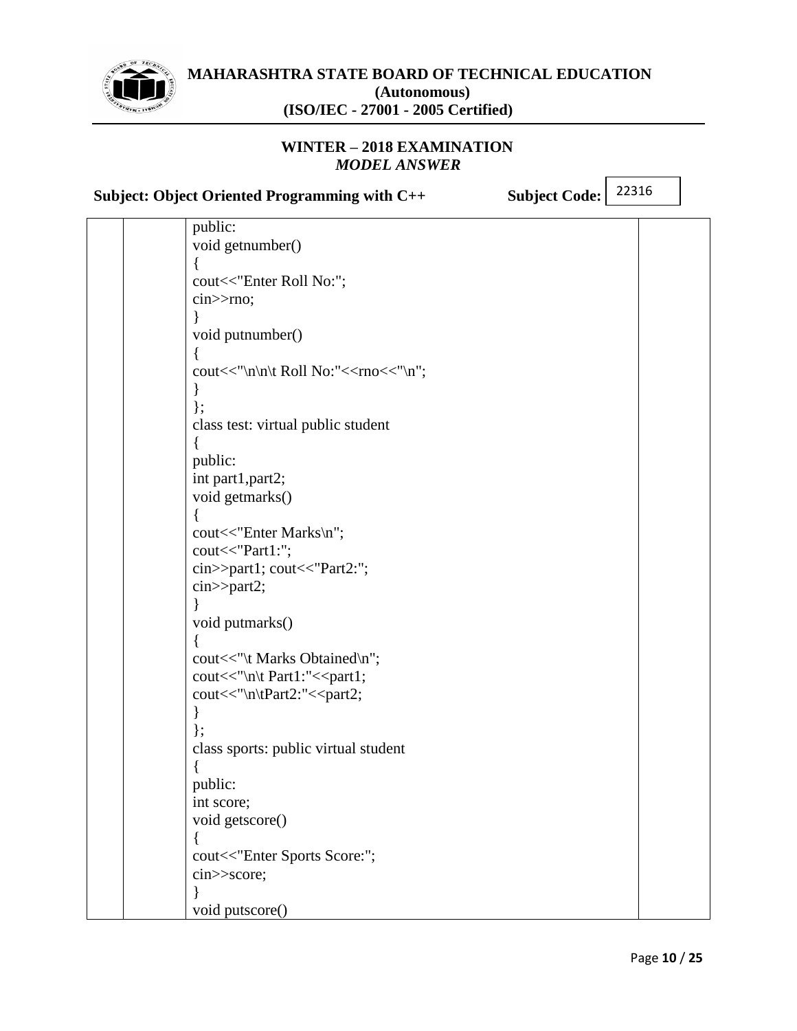```
public:
void getnumber()
{
cout<<"Enter Roll No:";
cin>>rno;
}
void putnumber()
{
cout<<"\n\n\t Roll No:"<<rno<<"\n";
}
};
class test: virtual public student
{
public:
int part1,part2;
void getmarks()
{
cout<<"Enter Marks\n";
cout<<"Part1:";
cin>>part1; cout<<"Part2:";
cin>>part2;
}
void putmarks()
{
cout<<"\t Marks Obtained\n";
cout<<"\n\t Part1:"<<part1;
cout<<"\n\tPart2:"<<part2;
}
};
class sports: public virtual student
{
public:
int score;
void getscore()
{
cout<<"Enter Sports Score:";
cin>>score;
}
void putscore()
```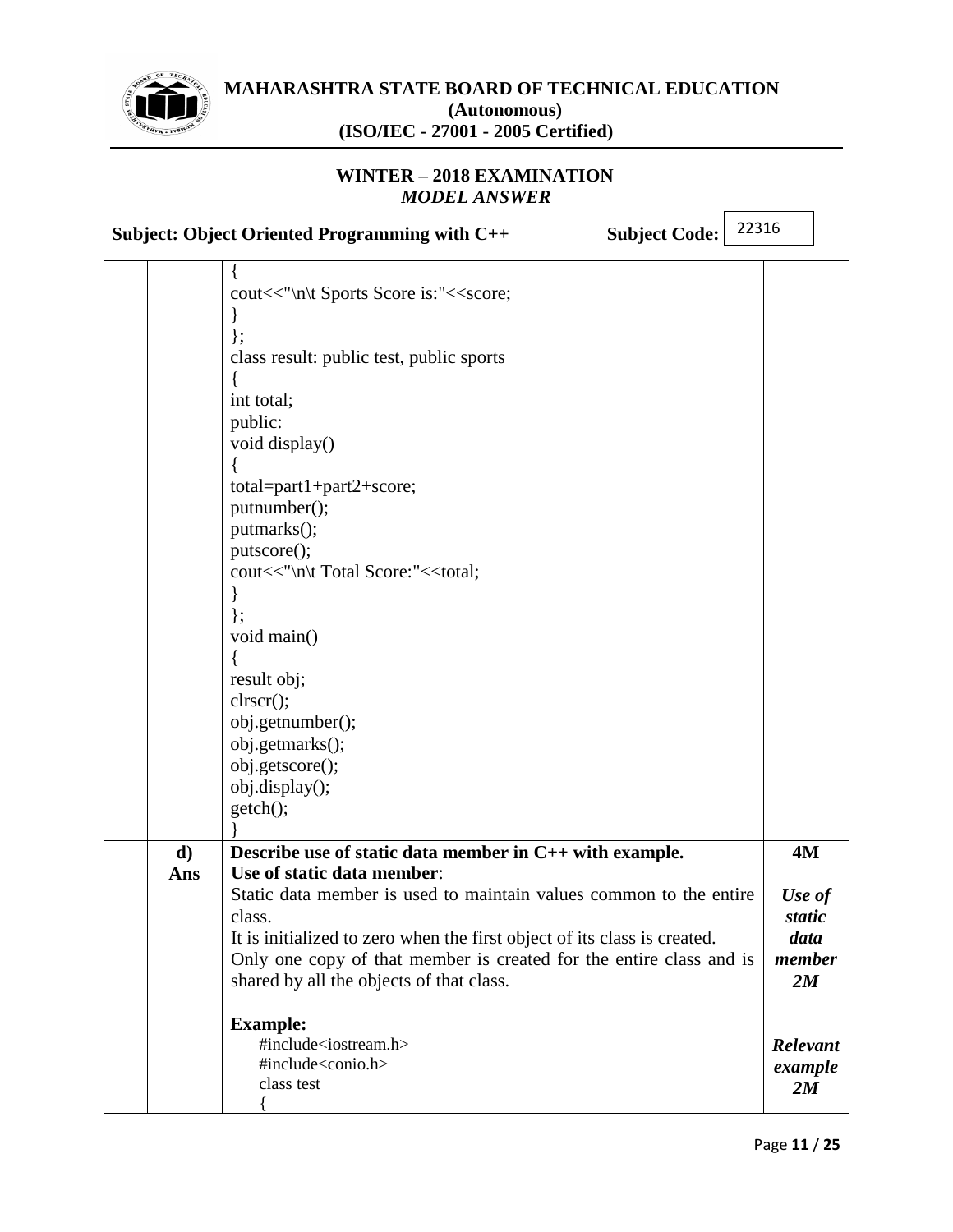```
{
cout<<"\n\t Sports Score is:"<<score;
}
};
class result: public test, public sports
{
int total;
public:
void display()
{
total=part1+part2+score;
putnumber();
putmarks();
putscore();
cout<<"\n\t Total Score:"<<total;
}
};
void main()
{
result obj;
clrscr();
obj.getnumber();
obj.getmarks();
obj.getscore();
obj.display();
getch();
}
```

**d) Describe use of static data member in C++ with example.** — **4M**

**Ans**

**Use of static data member**:

Static data member is used to maintain values common to the entire class.

It is initialized to zero when the first object of its class is created.

Only one copy of that member is created for the entire class and is shared by all the objects of that class.

***Use of static data member 2M***

**Example:**

```
#include<iostream.h>
#include<conio.h>
class test
{
```

***Relevant example 2M***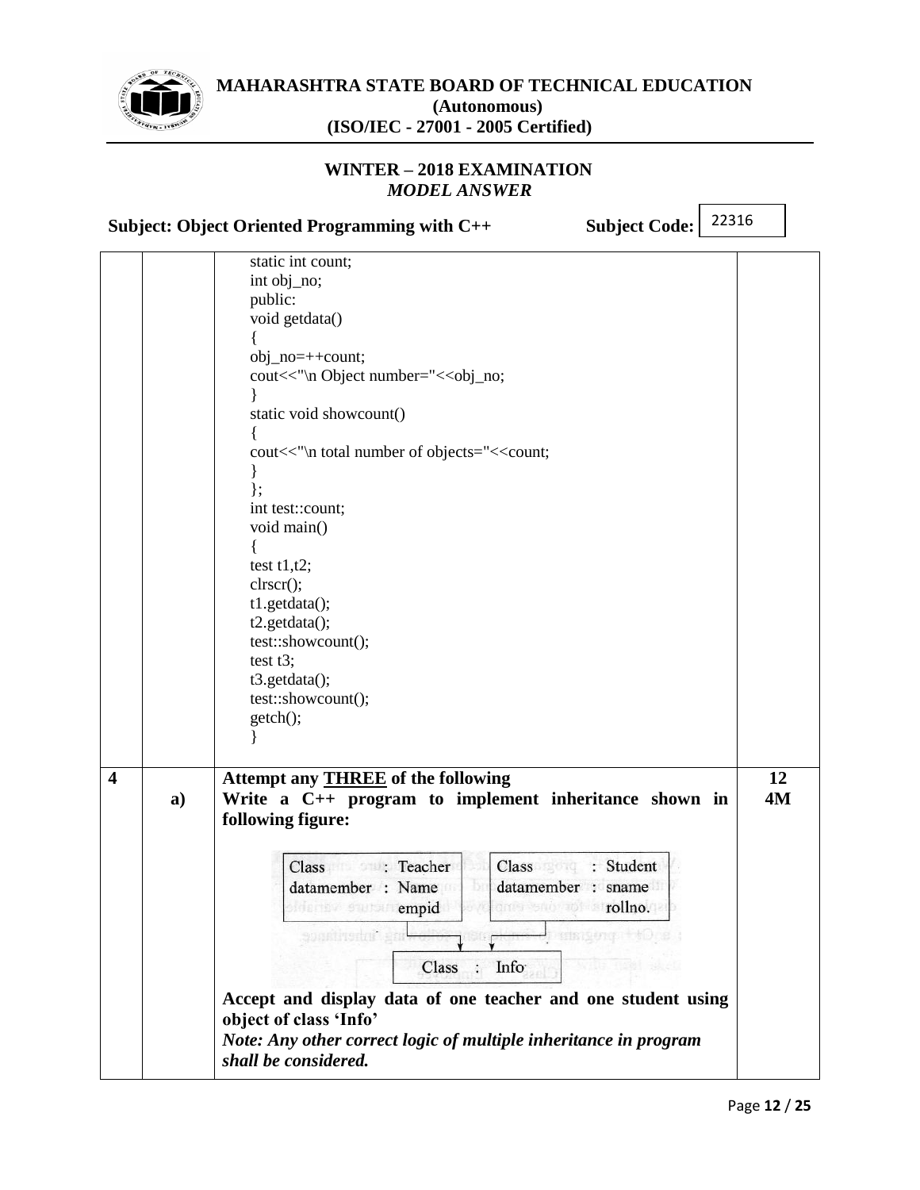```
static int count;
int obj_no;
public:
void getdata()
{
obj_no=++count;
cout<<"\n Object number="<<obj_no;
}
static void showcount()
{
cout<<"\n total number of objects="<<count;
}
};
int test::count;
void main()
{
test t1,t2;
clrscr();
t1.getdata();
t2.getdata();
test::showcount();
test t3;
t3.getdata();
test::showcount();
getch();
}
```

| | | | |
|---|---|---|---|
| **4** | | **Attempt any THREE of the following** | **12** |
| | **a)** | **Write a C++ program to implement inheritance shown in following figure:** | **4M** |

Class : Teacher
datamember : Name
empid

Class : Student
datamember : sname
rollno.

Class : Info

**Accept and display data of one teacher and one student using object of class 'Info'**

***Note: Any other correct logic of multiple inheritance in program shall be considered.***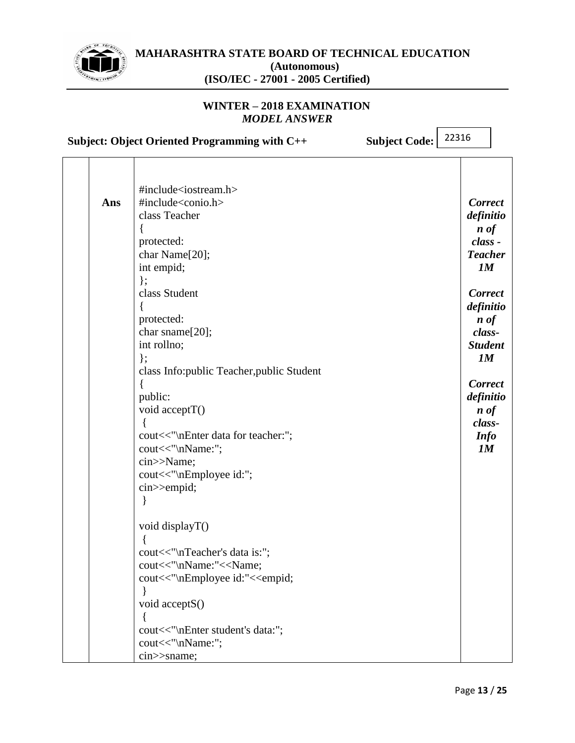| | | | |
|---|---|---|---|
| | **Ans** | `#include<iostream.h>`<br>`#include<conio.h>`<br>`class Teacher`<br>`{`<br>`protected:`<br>`char Name[20];`<br>`int empid;`<br>`};`<br>`class Student`<br>`{`<br>`protected:`<br>`char sname[20];`<br>`int rollno;`<br>`};`<br>`class Info:public Teacher,public Student`<br>`{`<br>`public:`<br>`void acceptT()`<br>` {`<br>`cout<<"\nEnter data for teacher:";`<br>`cout<<"\nName:";`<br>`cin>>Name;`<br>`cout<<"\nEmployee id:";`<br>`cin>>empid;`<br>` }`<br><br>`void displayT()`<br>` {`<br>`cout<<"\nTeacher's data is:";`<br>`cout<<"\nName:"<<Name;`<br>`cout<<"\nEmployee id:"<<empid;`<br>` }`<br>`void acceptS()`<br>` {`<br>`cout<<"\nEnter student's data:";`<br>`cout<<"\nName:";`<br>`cin>>sname;` | ***Correct definition of class - Teacher 1M***<br><br>***Correct definition of class- Student 1M***<br><br>***Correct definition of class- Info 1M*** |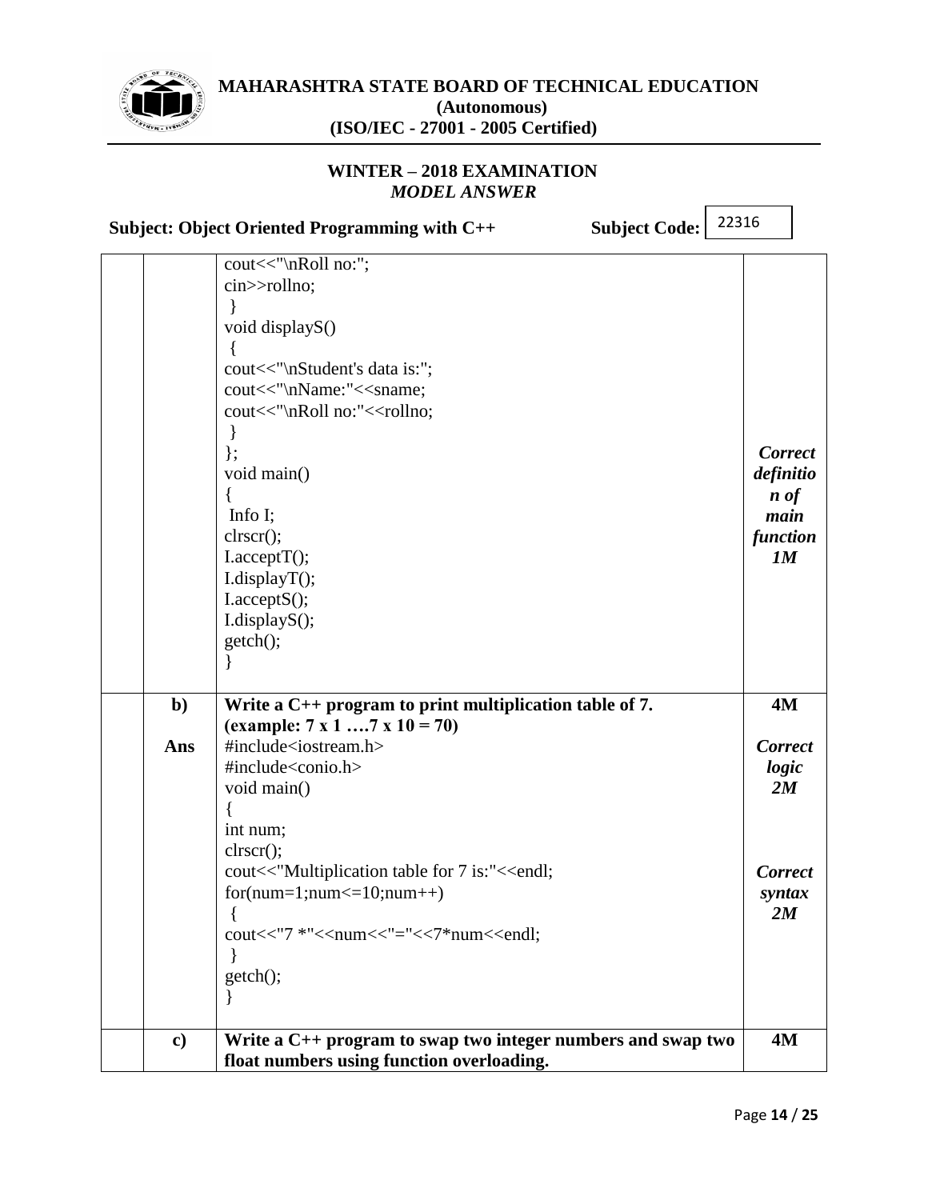| | | | |
|---|---|---|---|
| | | cout<<"\nRoll no:";<br>cin>>rollno;<br>}<br>void displayS()<br>{<br>cout<<"\nStudent's data is:";<br>cout<<"\nName:"<<sname;<br>cout<<"\nRoll no:"<<rollno;<br>}<br>};<br>void main()<br>{<br>Info I;<br>clrscr();<br>I.acceptT();<br>I.displayT();<br>I.acceptS();<br>I.displayS();<br>getch();<br>} | ***Correct definition of main function 1M*** |
| | **b)** | **Write a C++ program to print multiplication table of 7. (example: 7 x 1 ….7 x 10 = 70)** | **4M** |
| | **Ans** | #include<iostream.h><br>#include<conio.h><br>void main()<br>{<br>int num;<br>clrscr();<br>cout<<"Multiplication table for 7 is:"<<endl;<br>for(num=1;num<=10;num++)<br>{<br>cout<<"7 *"<<num<<"="<<7*num<<endl;<br>}<br>getch();<br>} | ***Correct logic 2M***<br><br>***Correct syntax 2M*** |
| | **c)** | **Write a C++ program to swap two integer numbers and swap two float numbers using function overloading.** | **4M** |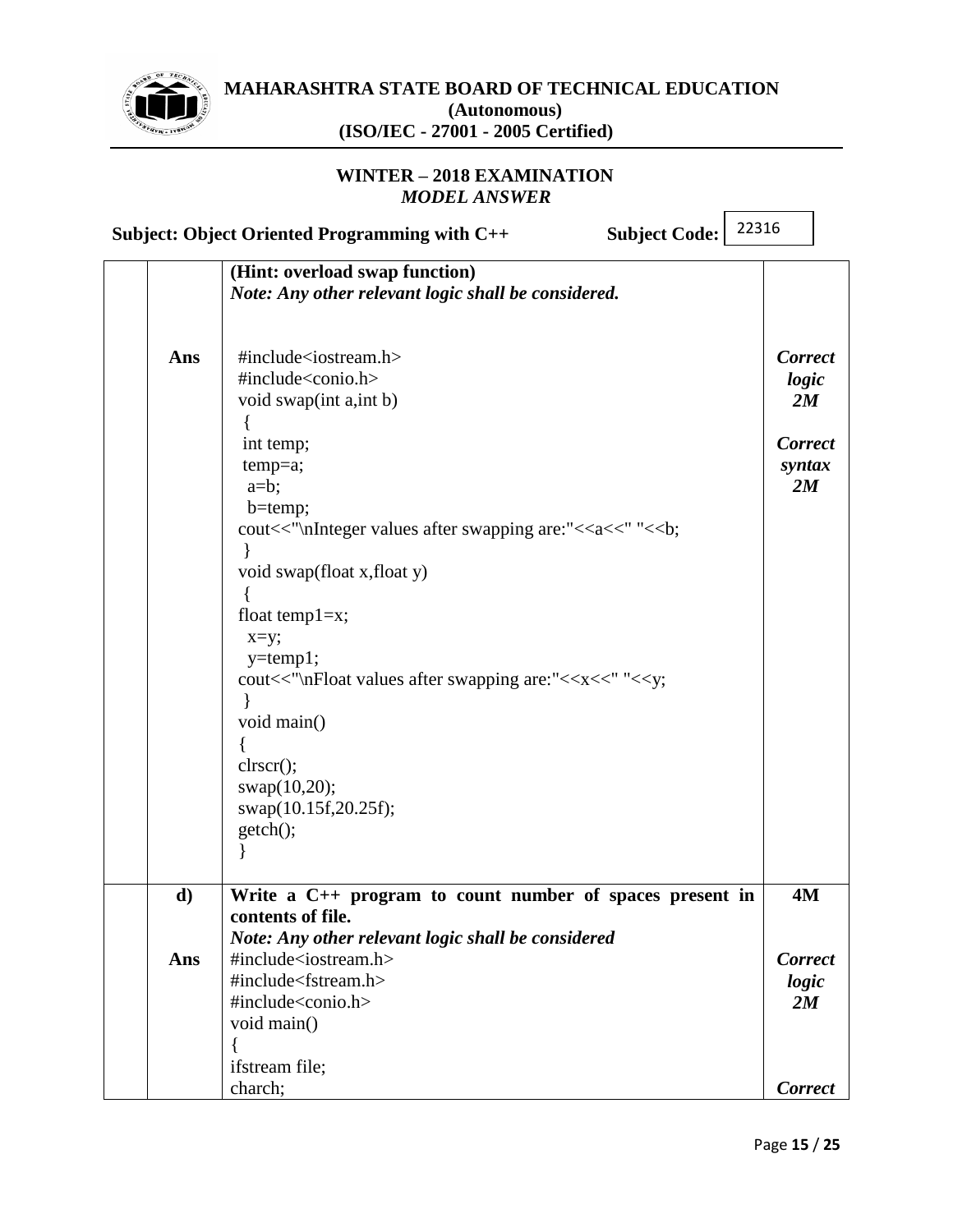| | | | |
|---|---|---|---|
| | | **(Hint: overload swap function)**<br>***Note: Any other relevant logic shall be considered.*** | |
| | **Ans** | `#include<iostream.h>`<br>`#include<conio.h>`<br>`void swap(int a,int b)`<br>` {`<br>` int temp;`<br>` temp=a;`<br>`  a=b;`<br>`  b=temp;`<br>`cout<<"\nInteger values after swapping are:"<<a<<" "<<b;`<br>` }`<br>`void swap(float x,float y)`<br>` {`<br>`float temp1=x;`<br>`  x=y;`<br>`  y=temp1;`<br>`cout<<"\nFloat values after swapping are:"<<x<<" "<<y;`<br>` }`<br>`void main()`<br>`{`<br>`clrscr();`<br>`swap(10,20);`<br>`swap(10.15f,20.25f);`<br>`getch();`<br>`}` | ***Correct logic 2M***<br><br>***Correct syntax 2M*** |
| | **d)** | **Write a C++ program to count number of spaces present in contents of file.**<br>***Note: Any other relevant logic shall be considered*** | **4M** |
| | **Ans** | `#include<iostream.h>`<br>`#include<fstream.h>`<br>`#include<conio.h>`<br>`void main()`<br>`{`<br>`ifstream file;`<br>`charch;` | ***Correct logic 2M***<br><br>***Correct*** |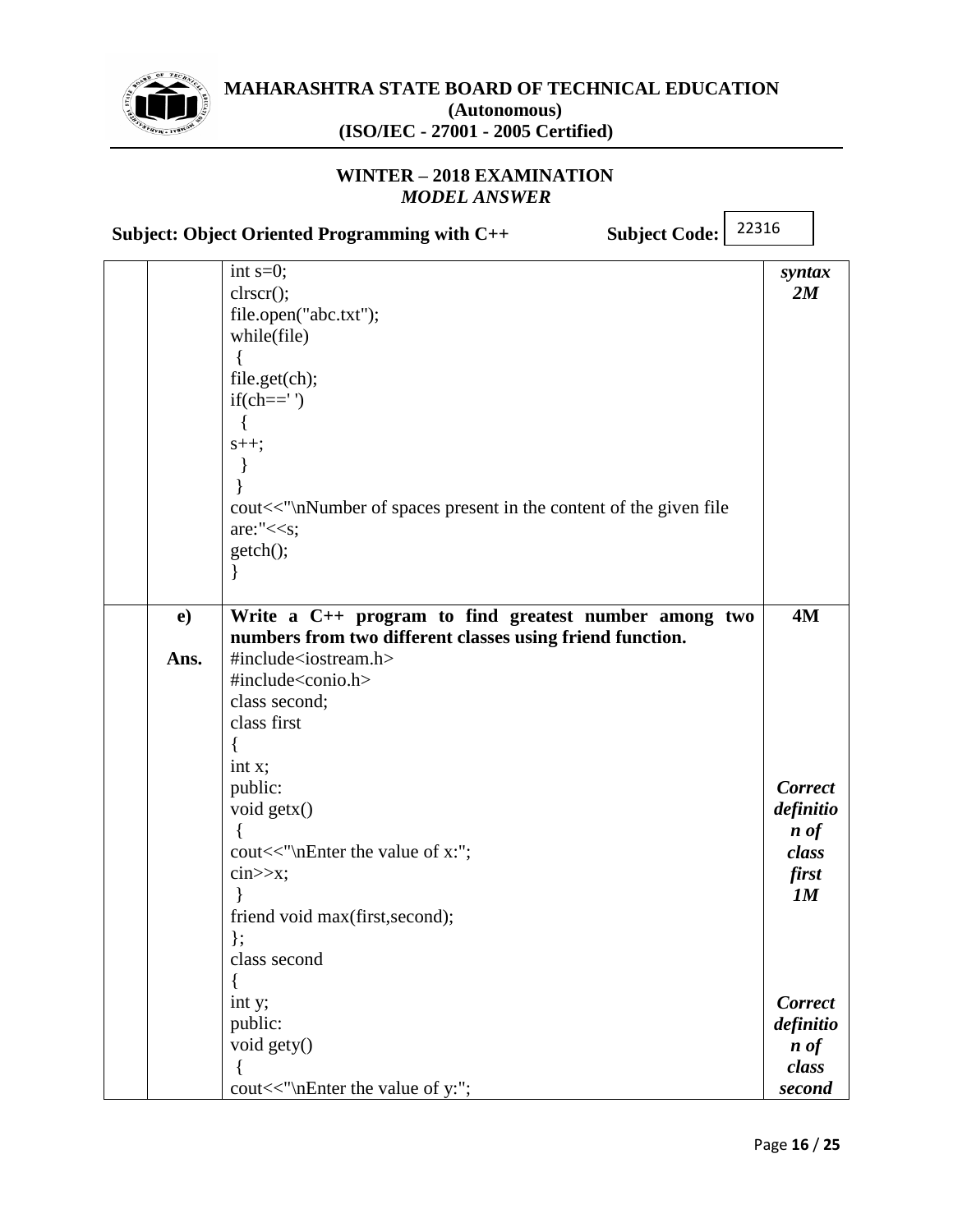| | | | |
|---|---|---|---|
| | | int s=0;<br>clrscr();<br>file.open("abc.txt");<br>while(file)<br>{<br>file.get(ch);<br>if(ch==' ')<br>{<br>s++;<br>}<br>}<br>cout<<"\nNumber of spaces present in the content of the given file are:"<<s;<br>getch();<br>} | ***syntax 2M*** |
| | **e)** | **Write a C++ program to find greatest number among two numbers from two different classes using friend function.** | **4M** |
| | **Ans.** | #include<iostream.h><br>#include<conio.h><br>class second;<br>class first<br>{<br>int x;<br>public:<br>void getx()<br>{<br>cout<<"\nEnter the value of x:";<br>cin>>x;<br>}<br>friend void max(first,second);<br>};<br>class second<br>{<br>int y;<br>public:<br>void gety()<br>{<br>cout<<"\nEnter the value of y:"; | ***Correct definition of class first 1M***<br><br>***Correct definition of class second*** |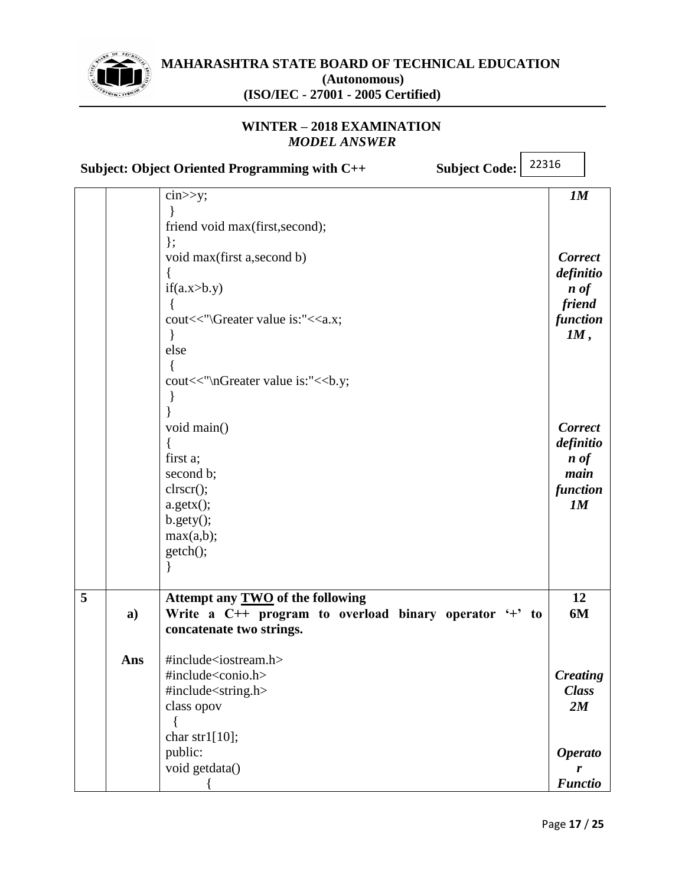**MAHARASHTRA STATE BOARD OF TECHNICAL EDUCATION**
**(Autonomous)**
**(ISO/IEC - 27001 - 2005 Certified)**

**WINTER – 2018 EXAMINATION**
***MODEL ANSWER***

**Subject: Object Oriented Programming with C++** **Subject Code:** 22316

| | | | |
|---|---|---|---|
| | | <pre>cin>>y;<br> }<br>friend void max(first,second);<br>};<br>void max(first a,second b)<br>{<br>if(a.x>b.y)<br> {<br>cout<<"\Greater value is:"<<a.x;<br> }<br>else<br> {<br>cout<<"\nGreater value is:"<<b.y;<br> }<br>}<br>void main()<br>{<br>first a;<br>second b;<br>clrscr();<br>a.getx();<br>b.gety();<br>max(a,b);<br>getch();<br>}</pre> | ***1M***<br><br>***Correct definition of friend function 1M ,***<br><br>***Correct definition of main function 1M*** |
| **5** | **a)** | **Attempt any TWO of the following**<br>**Write a C++ program to overload binary operator '+' to concatenate two strings.** | **12**<br>**6M** |
| | **Ans** | <pre>#include<iostream.h><br>#include<conio.h><br>#include<string.h><br>class opov<br> {<br>char str1[10];<br>public:<br>void getdata()<br>        {</pre> | ***Creating Class 2M***<br><br>***Operator Functio*** |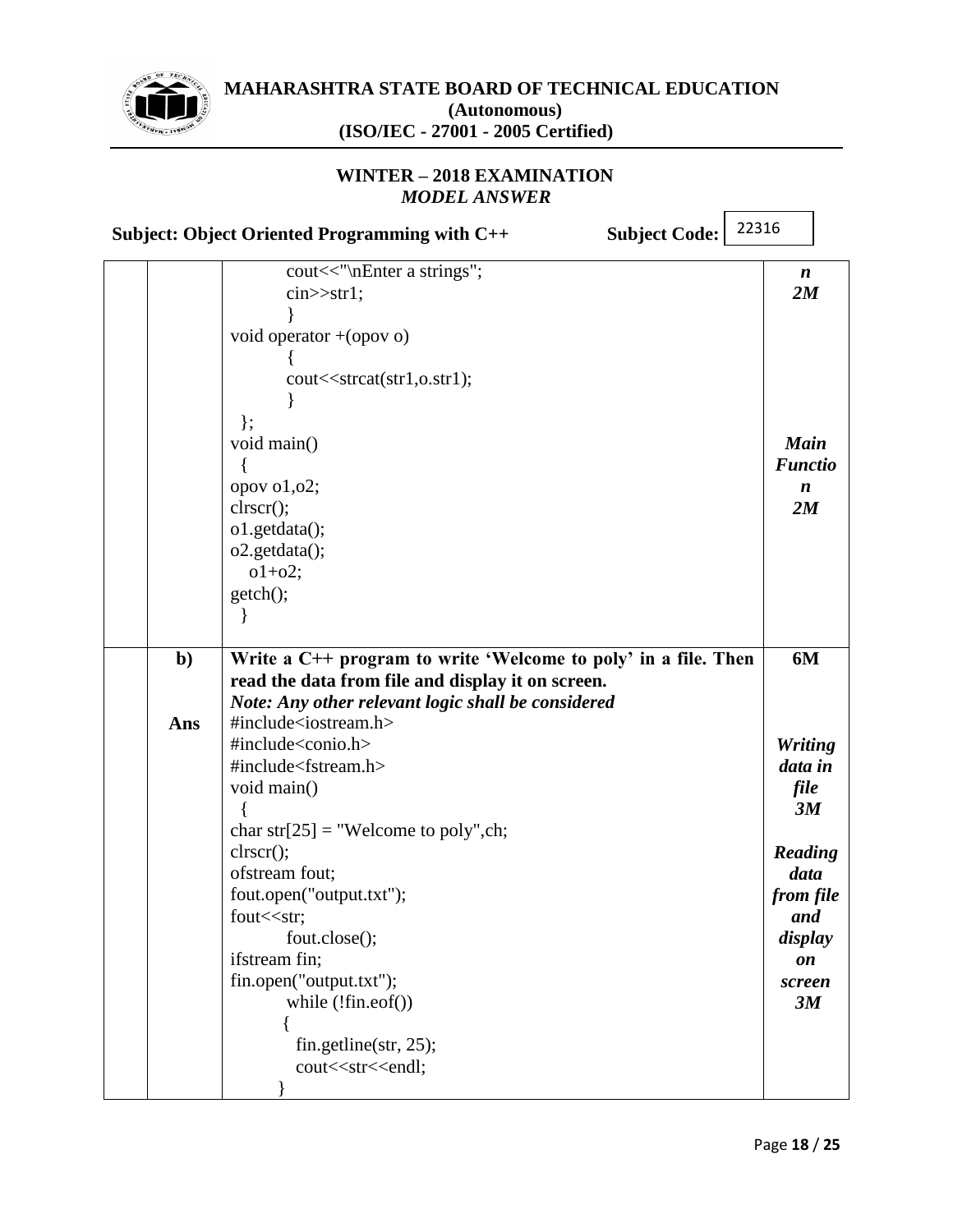| | | | |
|---|---|---|---|
| | | `cout<<"\nEnter a strings";`<br>`cin>>str1;`<br>`}`<br>`void operator +(opov o)`<br>`{`<br>`cout<<strcat(str1,o.str1);`<br>`}`<br>`};`<br>`void main()`<br>`{`<br>`opov o1,o2;`<br>`clrscr();`<br>`o1.getdata();`<br>`o2.getdata();`<br>`o1+o2;`<br>`getch();`<br>`}` | ***n 2M***<br><br>***Main Function 2M*** |
| | **b)**<br><br>**Ans** | **Write a C++ program to write 'Welcome to poly' in a file. Then read the data from file and display it on screen.**<br>***Note: Any other relevant logic shall be considered***<br>`#include<iostream.h>`<br>`#include<conio.h>`<br>`#include<fstream.h>`<br>`void main()`<br>`{`<br>`char str[25] = "Welcome to poly",ch;`<br>`clrscr();`<br>`ofstream fout;`<br>`fout.open("output.txt");`<br>`fout<<str;`<br>`fout.close();`<br>`ifstream fin;`<br>`fin.open("output.txt");`<br>`while (!fin.eof())`<br>`{`<br>`fin.getline(str, 25);`<br>`cout<<str<<endl;`<br>`}` | **6M**<br><br>***Writing data in file 3M***<br><br>***Reading data from file and display on screen 3M*** |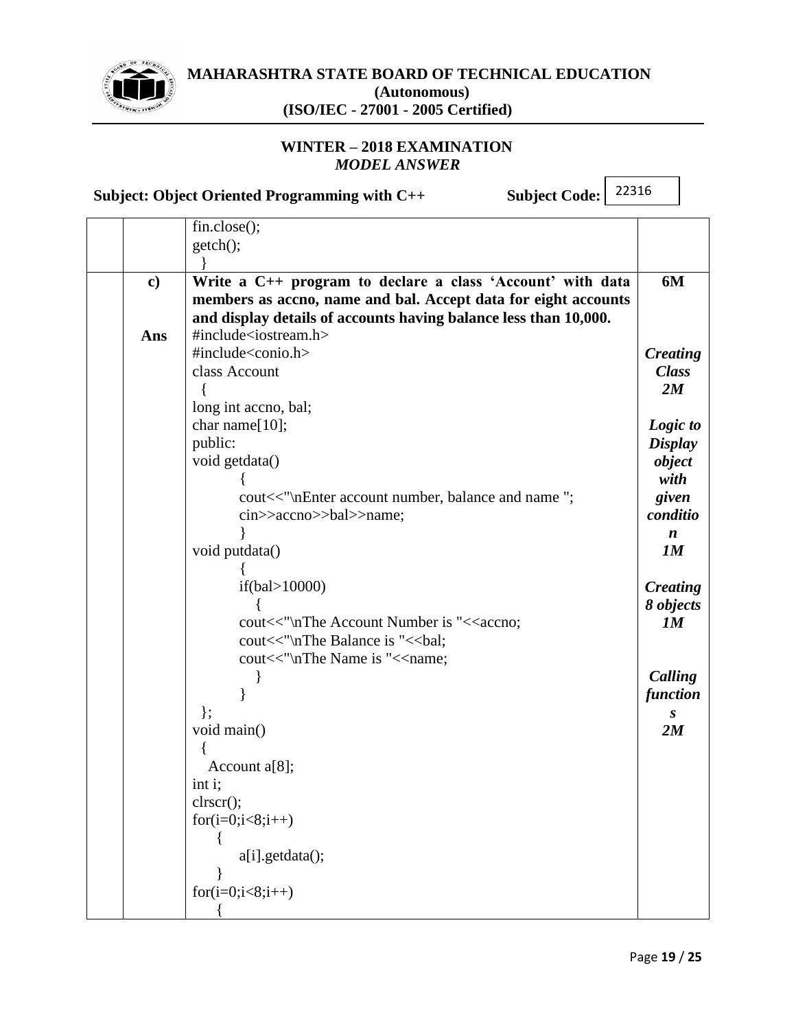```
fin.close();
getch();
 }
```

**c)** **Write a C++ program to declare a class 'Account' with data members as accno, name and bal. Accept data for eight accounts and display details of accounts having balance less than 10,000.** — **6M**

**Ans**

```
#include<iostream.h>
#include<conio.h>
class Account
 {
long int accno, bal;
char name[10];
public:
void getdata()
        {
        cout<<"\nEnter account number, balance and name ";
        cin>>accno>>bal>>name;
        }
void putdata()
        {
        if(bal>10000)
           {
        cout<<"\nThe Account Number is "<<accno;
        cout<<"\nThe Balance is "<<bal;
        cout<<"\nThe Name is "<<name;
           }
        }
 };
void main()
 {
  Account a[8];
int i;
clrscr();
for(i=0;i<8;i++)
     {
        a[i].getdata();
     }
for(i=0;i<8;i++)
     {
```

*Creating Class 2M*

*Logic to Display object with given condition 1M*

*Creating 8 objects 1M*

*Calling functions 2M*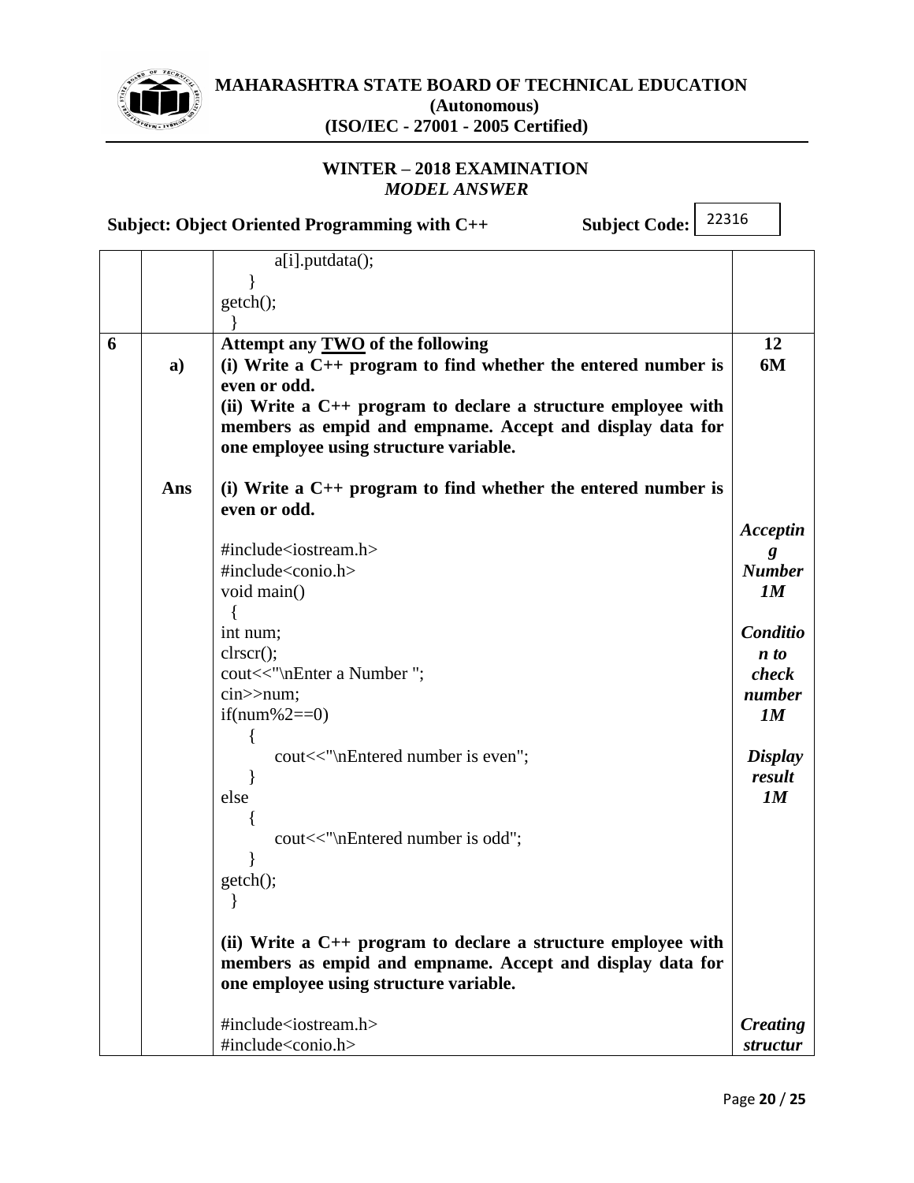```
    a[i].putdata();
  }
getch();
}
```

| | | | |
|---|---|---|---|
| **6** | | **Attempt any TWO of the following** | **12** |
| | **a)** | **(i) Write a C++ program to find whether the entered number is even or odd.**<br>**(ii) Write a C++ program to declare a structure employee with members as empid and empname. Accept and display data for one employee using structure variable.** | **6M** |
| | **Ans** | **(i) Write a C++ program to find whether the entered number is even or odd.** | *Accepting Number 1M*<br>*Condition to check number 1M*<br>*Display result 1M* |

```
#include<iostream.h>
#include<conio.h>
void main()
{
int num;
clrscr();
cout<<"\nEnter a Number ";
cin>>num;
if(num%2==0)
  {
    cout<<"\nEntered number is even";
  }
else
  {
    cout<<"\nEntered number is odd";
  }
getch();
}
```

**(ii) Write a C++ program to declare a structure employee with members as empid and empname. Accept and display data for one employee using structure variable.**

*Creating structur*

```
#include<iostream.h>
#include<conio.h>
```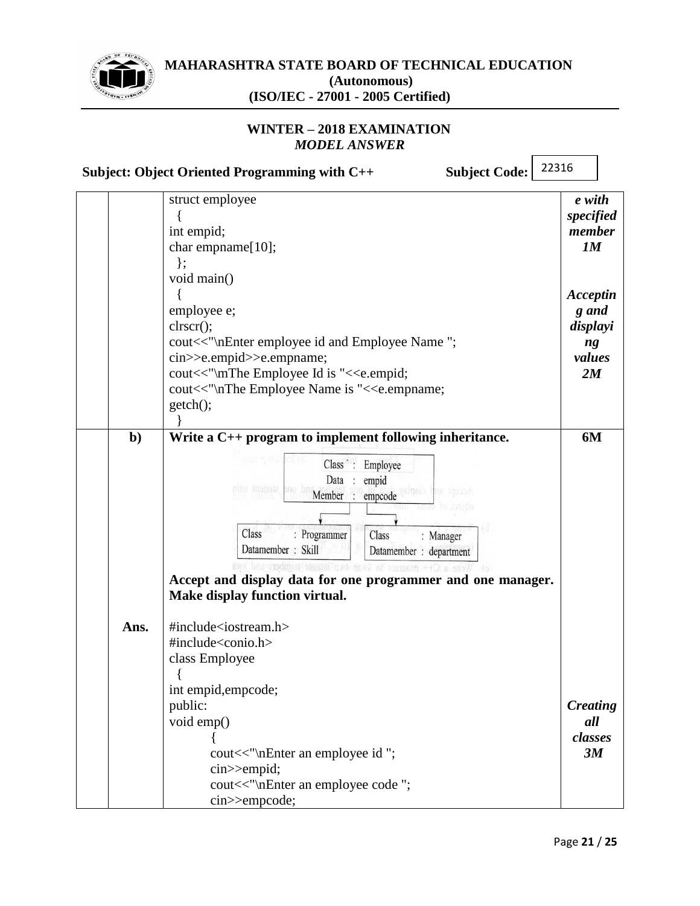| | | | |
|---|---|---|---|
| | | struct employee<br>{<br>int empid;<br>char empname[10];<br>};<br>void main()<br>{<br>employee e;<br>clrscr();<br>cout<<"\nEnter employee id and Employee Name ";<br>cin>>e.empid>>e.empname;<br>cout<<"\mThe Employee Id is "<<e.empid;<br>cout<<"\nThe Employee Name is "<<e.empname;<br>getch();<br>} | ***e with specified member 1M***<br><br>***Accepting and displaying values 2M*** |
| | **b)** | **Write a C++ program to implement following inheritance.**<br><br>Class : Employee<br>Data : empid<br>Member : empcode<br><br>Class : Programmer — Datamember : Skill<br>Class : Manager — Datamember : department<br><br>**Accept and display data for one programmer and one manager. Make display function virtual.** | **6M** |
| | **Ans.** | #include<iostream.h><br>#include<conio.h><br>class Employee<br>{<br>int empid,empcode;<br>public:<br>void emp()<br>{<br>cout<<"\nEnter an employee id ";<br>cin>>empid;<br>cout<<"\nEnter an employee code ";<br>cin>>empcode; | ***Creating all classes 3M*** |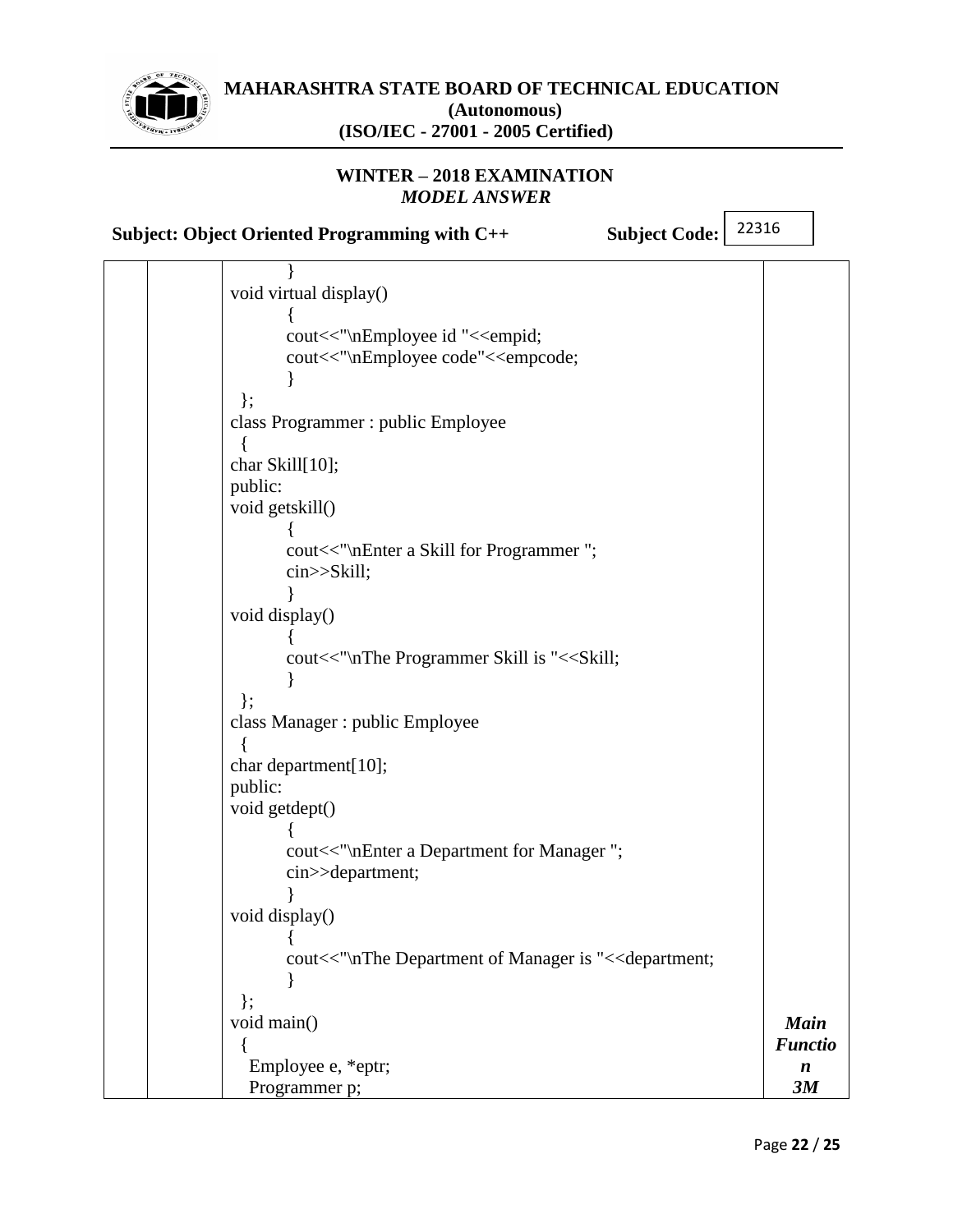```
        }
void virtual display()
        {
        cout<<"\nEmployee id "<<empid;
        cout<<"\nEmployee code"<<empcode;
        }
 };
class Programmer : public Employee
 {
char Skill[10];
public:
void getskill()
        {
        cout<<"\nEnter a Skill for Programmer ";
        cin>>Skill;
        }
void display()
        {
        cout<<"\nThe Programmer Skill is "<<Skill;
        }
 };
class Manager : public Employee
 {
char department[10];
public:
void getdept()
        {
        cout<<"\nEnter a Department for Manager ";
        cin>>department;
        }
void display()
        {
        cout<<"\nThe Department of Manager is "<<department;
        }
 };
void main()
 {
  Employee e, *eptr;
  Programmer p;
```

***Main Function 3M***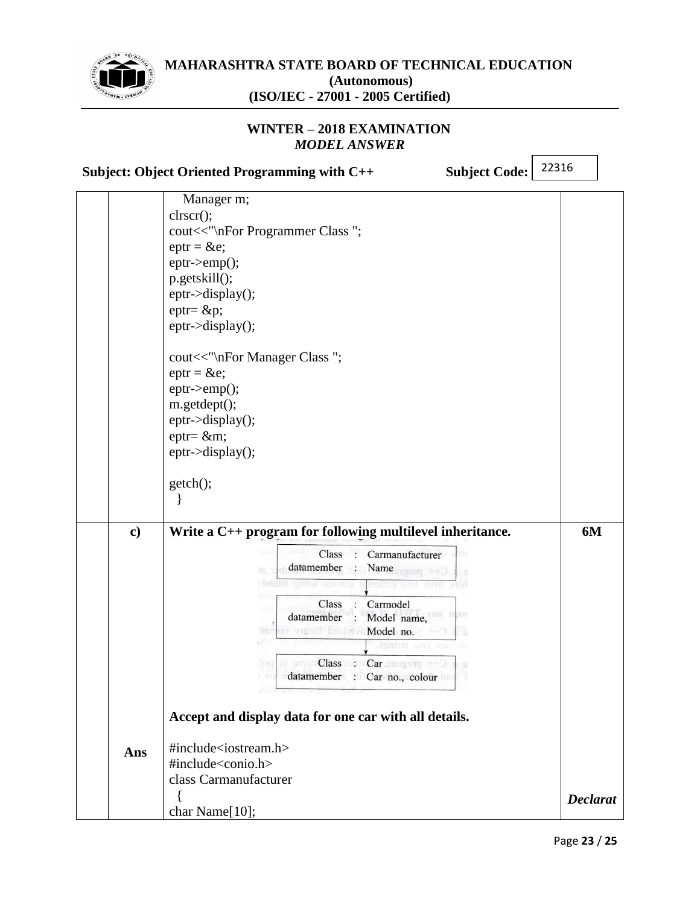```
   Manager m;
clrscr();
cout<<"\nFor Programmer Class ";
eptr = &e;
eptr->emp();
p.getskill();
eptr->display();
eptr= &p;
eptr->display();

cout<<"\nFor Manager Class ";
eptr = &e;
eptr->emp();
m.getdept();
eptr->display();
eptr= &m;
eptr->display();

getch();
  }
```

**c) Write a C++ program for following multilevel inheritance.** **6M**

Class : Carmanufacturer
datamember : Name

↓

Class : Carmodel
datamember : Model name,
Model no.

↓

Class : Car
datamember : Car no., colour

**Accept and display data for one car with all details.**

**Ans**

```
#include<iostream.h>
#include<conio.h>
class Carmanufacturer
  {
char Name[10];
```

***Declarat***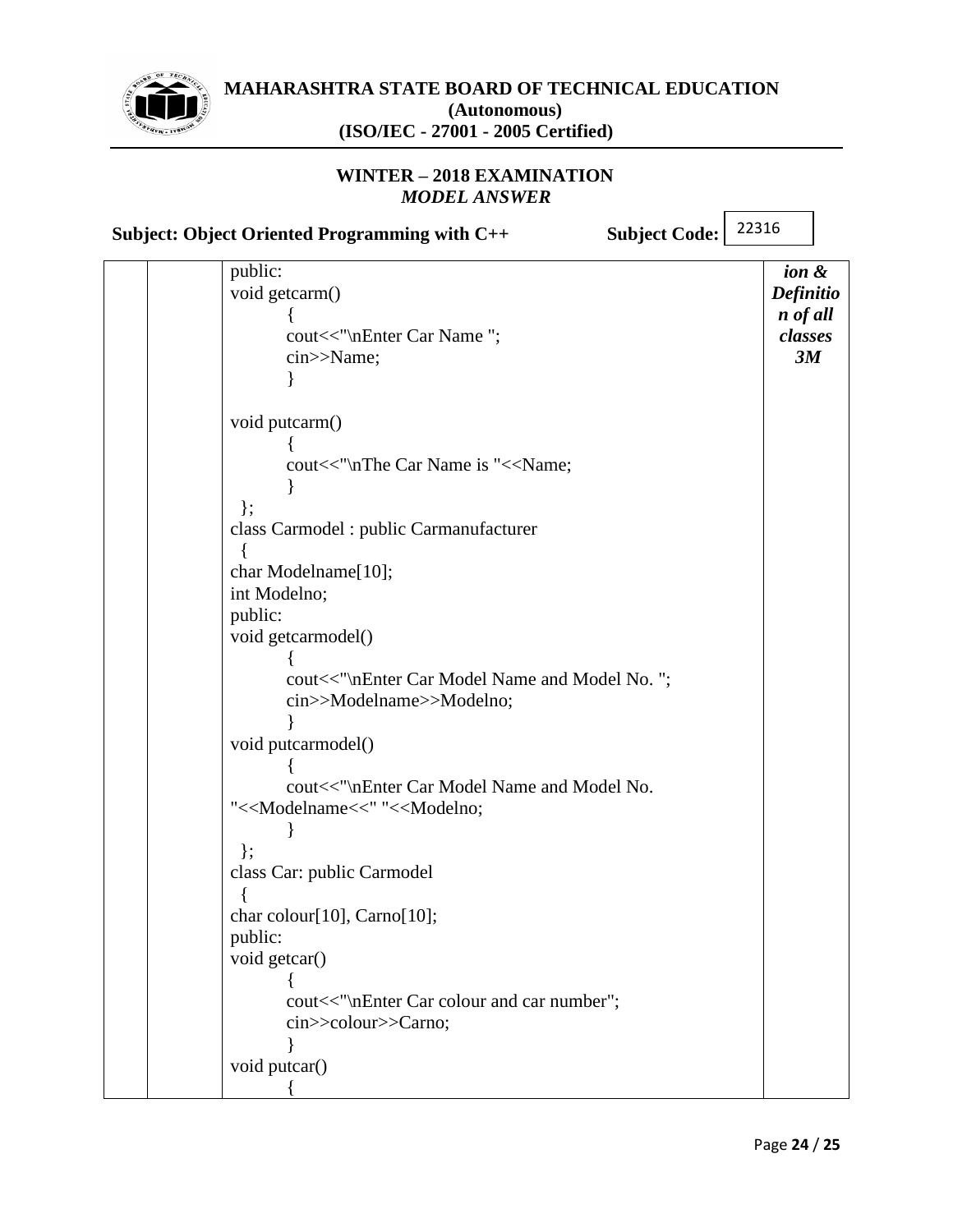| | | | |
|---|---|---|---|
| | | ```cpp
public:
void getcarm()
        {
        cout<<"\nEnter Car Name ";
        cin>>Name;
        }

void putcarm()
        {
        cout<<"\nThe Car Name is "<<Name;
        }
  };
class Carmodel : public Carmanufacturer
  {
char Modelname[10];
int Modelno;
public:
void getcarmodel()
        {
        cout<<"\nEnter Car Model Name and Model No. ";
        cin>>Modelname>>Modelno;
        }
void putcarmodel()
        {
        cout<<"\nEnter Car Model Name and Model No.
"<<Modelname<<" "<<Modelno;
        }
  };
class Car: public Carmodel
  {
char colour[10], Carno[10];
public:
void getcar()
        {
        cout<<"\nEnter Car colour and car number";
        cin>>colour>>Carno;
        }
void putcar()
        {
``` | ***ion & Definition of all classes 3M*** |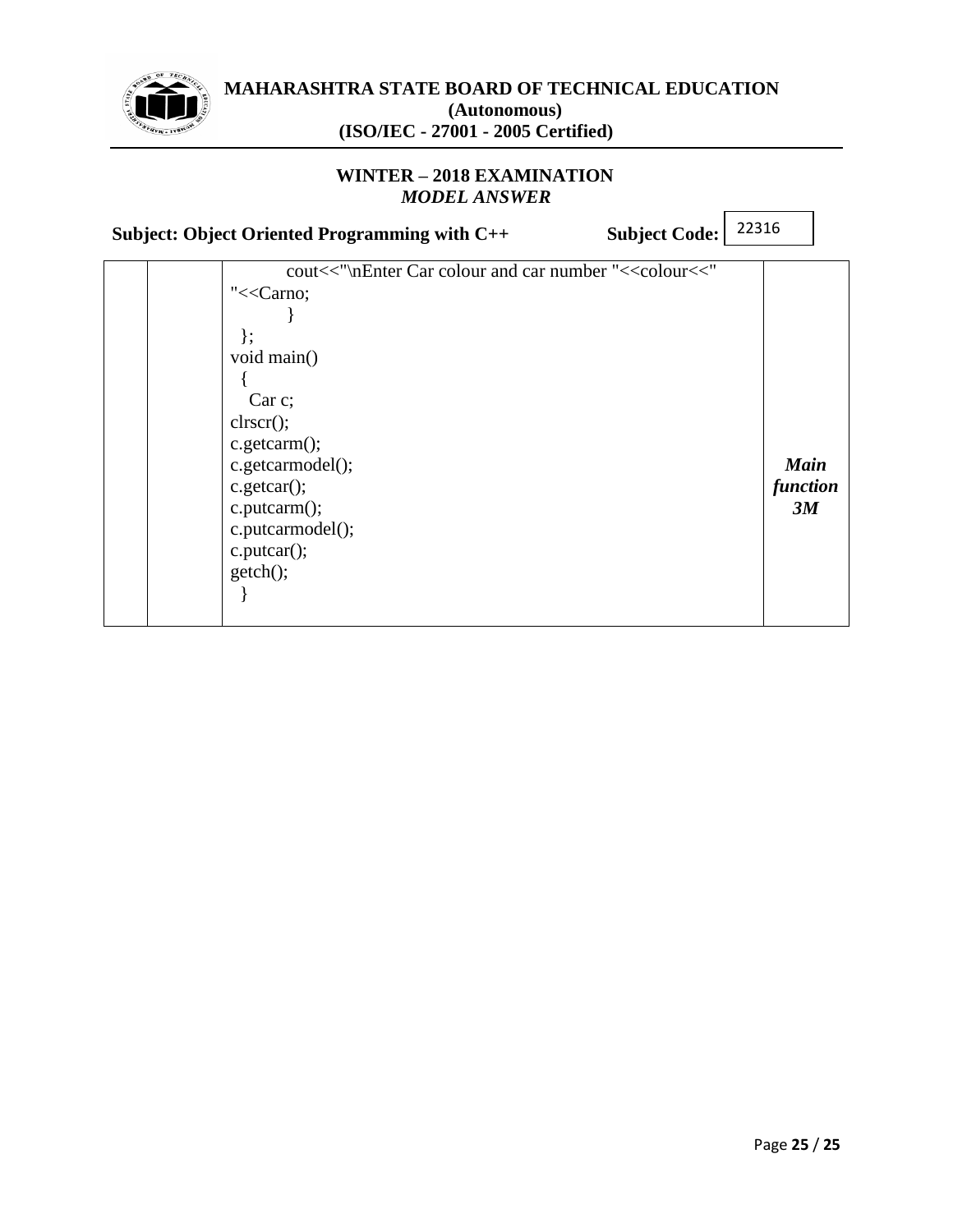| | | | |
|---|---|---|---|
| | | cout<<"\nEnter Car colour and car number "<<colour<<" "<<Carno;<br>}<br>};<br>void main()<br>{<br>Car c;<br>clrscr();<br>c.getcarm();<br>c.getcarmodel();<br>c.getcar();<br>c.putcarm();<br>c.putcarmodel();<br>c.putcar();<br>getch();<br>} | ***Main function 3M*** |